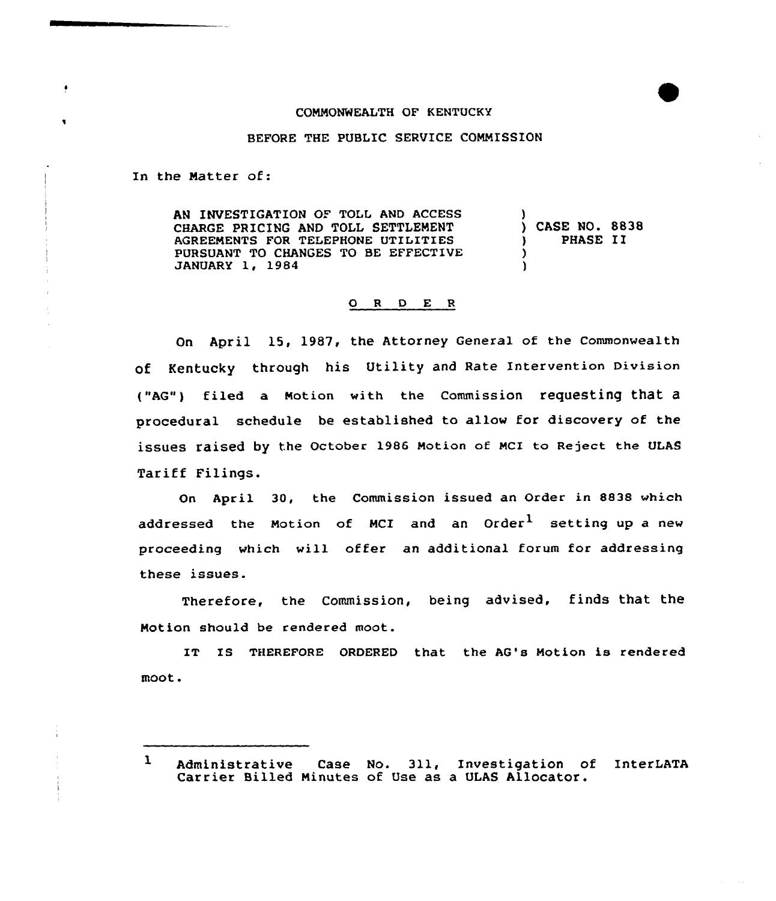COMMONWEALTH OF KENTUCKY

BEFORE THE PUBLIC SERVICE COMMISSION

In the Matter of:

| | |
|---|---|
| AN INVESTIGATION OF TOLL AND ACCESS CHARGE PRICING AND TOLL SETTLEMENT AGREEMENTS FOR TELEPHONE UTILITIES PURSUANT TO CHANGES TO BE EFFECTIVE JANUARY 1, 1984 | ) CASE NO. 8838 PHASE II |

## O R D E R

On April 15, 1987, the Attorney General of the Commonwealth of Kentucky through his Utility and Rate Intervention Division ("AG") filed a Motion with the Commission requesting that a procedural schedule be established to allow for discovery of the issues raised by the October 1986 Motion of MCI to Reject the ULAS Tariff Filings.

On April 30, the Commission issued an Order in 8838 which addressed the Motion of MCI and an Order[1] setting up a new proceeding which will offer an additional forum for addressing these issues.

Therefore, the Commission, being advised, finds that the Motion should be rendered moot.

IT IS THEREFORE ORDERED that the AG's Motion is rendered moot.

---

[1] Administrative Case No. 311, Investigation of InterLATA Carrier Billed Minutes of Use as a ULAS Allocator.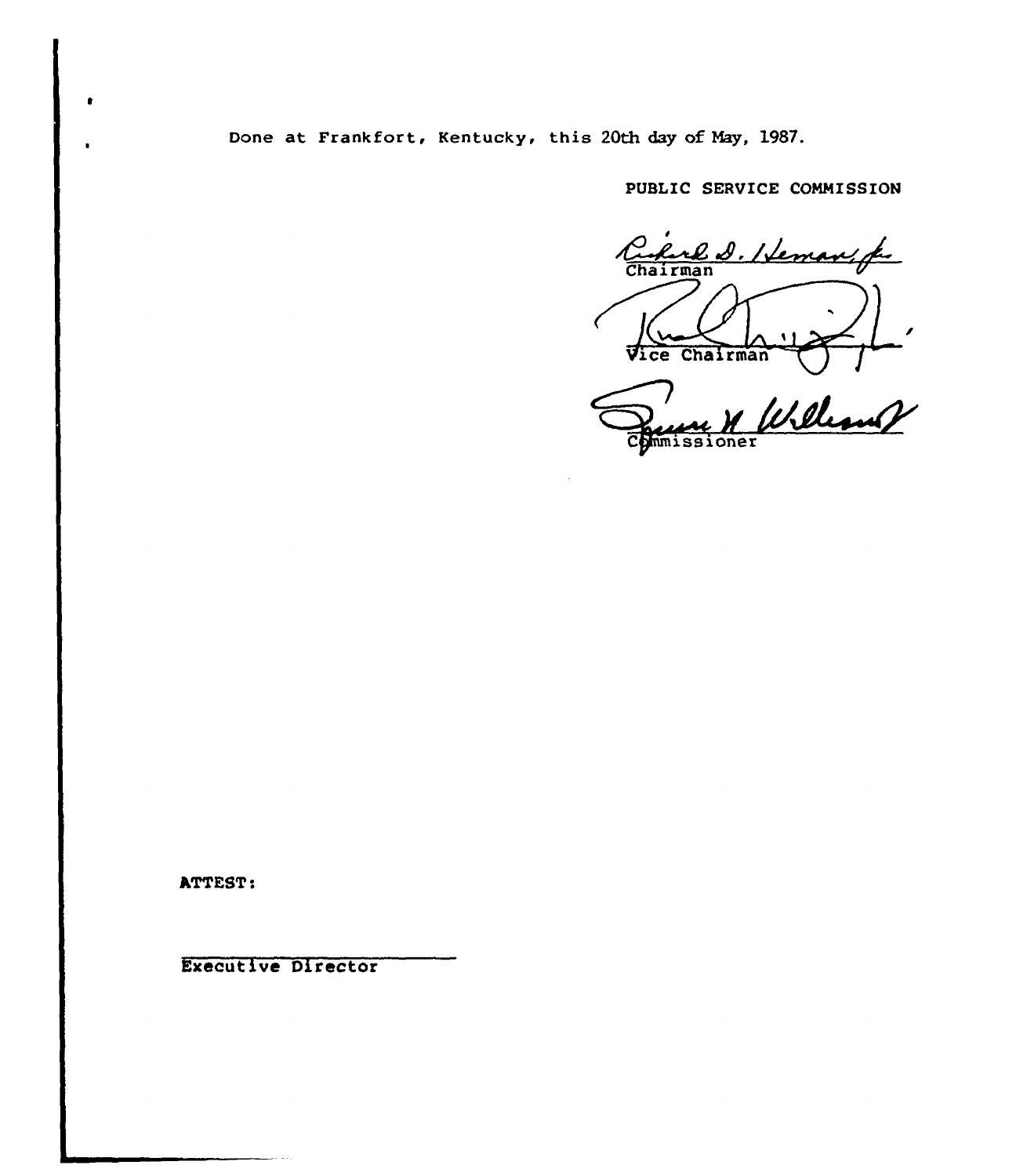Done at Frankfort, Kentucky, this 20th day of May, 1987.

PUBLIC SERVICE COMMISSION

Chairman

Vice Chairman

Commissioner

ATTEST:

Executive Director